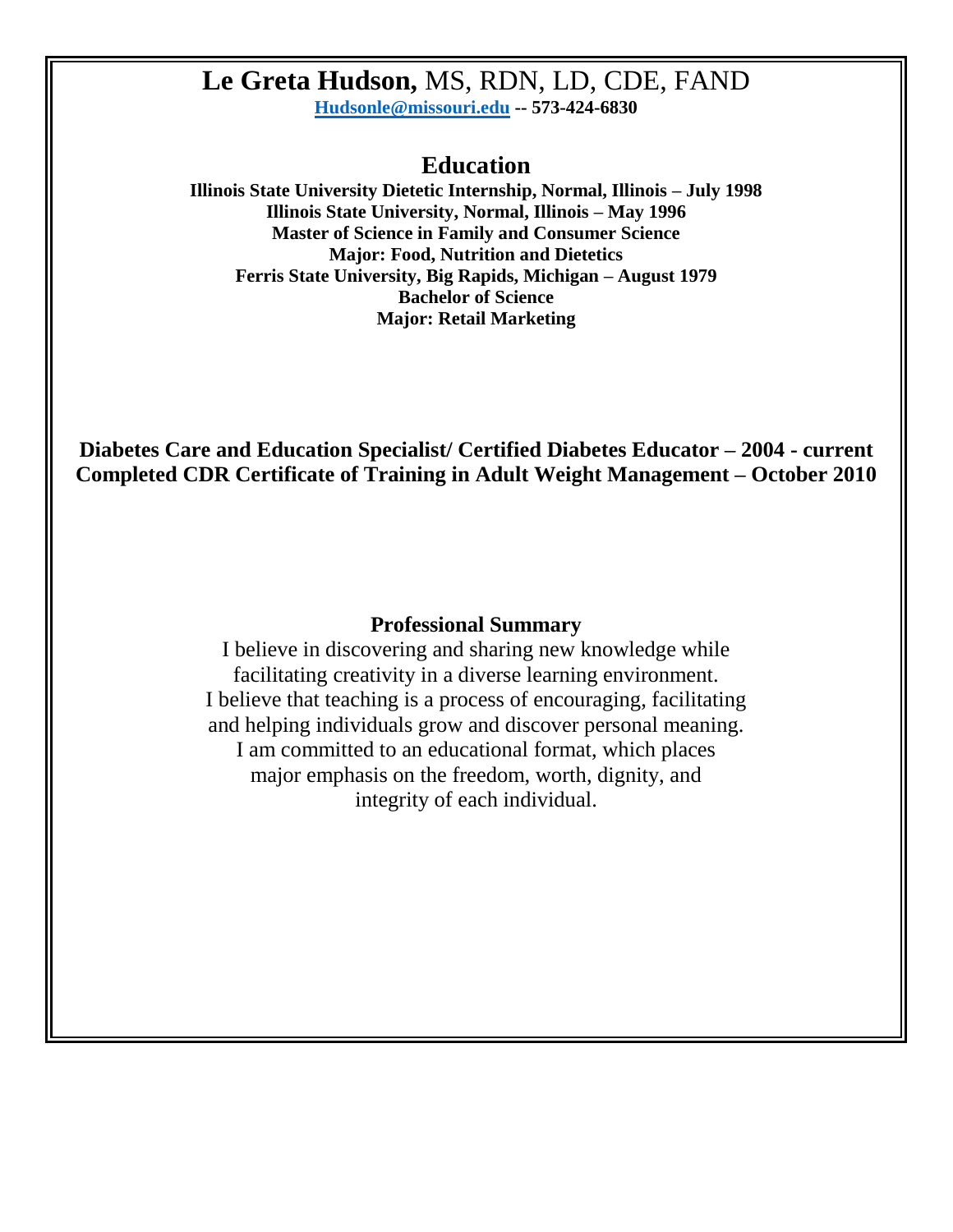# **Le Greta Hudson,** MS, RDN, LD, CDE, FAND

**Hudsonle@missouri.edu -- 573-424-6830**

## Education

**Illinois State University Dietetic Internship, Normal, Illinois – July 1998**
**Illinois State University, Normal, Illinois – May 1996**
**Master of Science in Family and Consumer Science**
**Major: Food, Nutrition and Dietetics**
**Ferris State University, Big Rapids, Michigan – August 1979**
**Bachelor of Science**
**Major: Retail Marketing**

**Diabetes Care and Education Specialist/ Certified Diabetes Educator – 2004 - current**
**Completed CDR Certificate of Training in Adult Weight Management – October 2010**

### Professional Summary

I believe in discovering and sharing new knowledge while facilitating creativity in a diverse learning environment. I believe that teaching is a process of encouraging, facilitating and helping individuals grow and discover personal meaning. I am committed to an educational format, which places major emphasis on the freedom, worth, dignity, and integrity of each individual.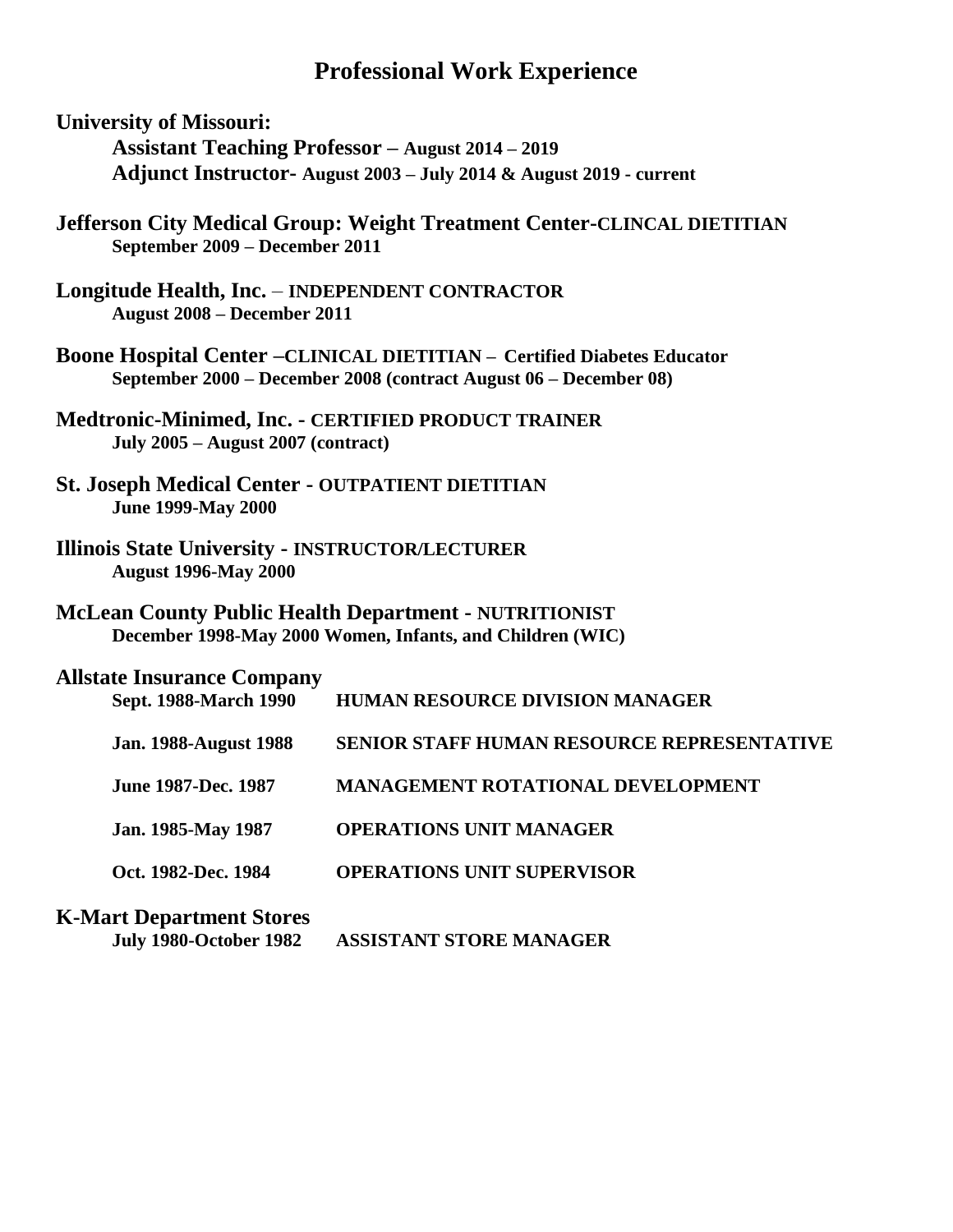# Professional Work Experience

**University of Missouri:**

**Assistant Teaching Professor – August 2014 – 2019**

**Adjunct Instructor- August 2003 – July 2014 & August 2019 - current**

**Jefferson City Medical Group: Weight Treatment Center-CLINCAL DIETITIAN**

**September 2009 – December 2011**

**Longitude Health, Inc. – INDEPENDENT CONTRACTOR**

**August 2008 – December 2011**

**Boone Hospital Center –CLINICAL DIETITIAN – Certified Diabetes Educator**

**September 2000 – December 2008 (contract August 06 – December 08)**

**Medtronic-Minimed, Inc. - CERTIFIED PRODUCT TRAINER**

**July 2005 – August 2007 (contract)**

**St. Joseph Medical Center - OUTPATIENT DIETITIAN**

**June 1999-May 2000**

**Illinois State University - INSTRUCTOR/LECTURER**

**August 1996-May 2000**

**McLean County Public Health Department - NUTRITIONIST**

**December 1998-May 2000 Women, Infants, and Children (WIC)**

**Allstate Insurance Company**

| | |
|---|---|
| **Sept. 1988-March 1990** | **HUMAN RESOURCE DIVISION MANAGER** |
| **Jan. 1988-August 1988** | **SENIOR STAFF HUMAN RESOURCE REPRESENTATIVE** |
| **June 1987-Dec. 1987** | **MANAGEMENT ROTATIONAL DEVELOPMENT** |
| **Jan. 1985-May 1987** | **OPERATIONS UNIT MANAGER** |
| **Oct. 1982-Dec. 1984** | **OPERATIONS UNIT SUPERVISOR** |

**K-Mart Department Stores**

| | |
|---|---|
| **July 1980-October 1982** | **ASSISTANT STORE MANAGER** |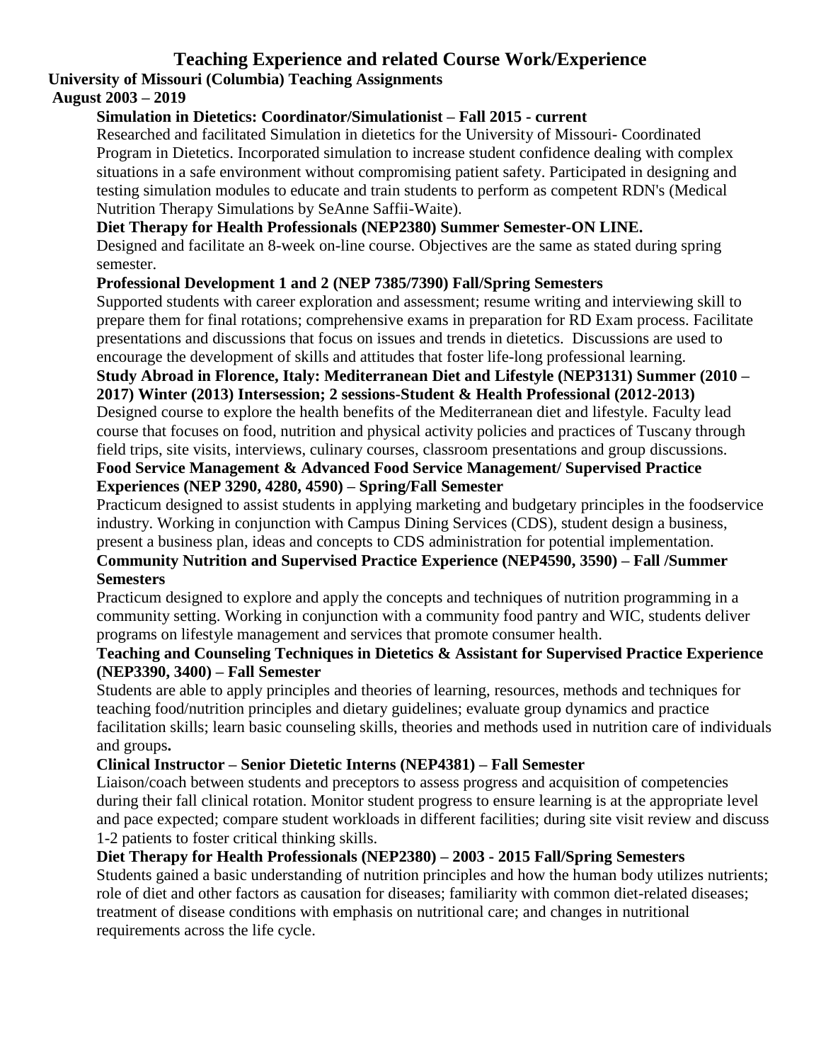# Teaching Experience and related Course Work/Experience

**University of Missouri (Columbia) Teaching Assignments**
**August 2003 – 2019**

**Simulation in Dietetics: Coordinator/Simulationist – Fall 2015 - current**

Researched and facilitated Simulation in dietetics for the University of Missouri- Coordinated Program in Dietetics. Incorporated simulation to increase student confidence dealing with complex situations in a safe environment without compromising patient safety. Participated in designing and testing simulation modules to educate and train students to perform as competent RDN's (Medical Nutrition Therapy Simulations by SeAnne Saffii-Waite).

**Diet Therapy for Health Professionals (NEP2380) Summer Semester-ON LINE.**

Designed and facilitate an 8-week on-line course. Objectives are the same as stated during spring semester.

**Professional Development 1 and 2 (NEP 7385/7390) Fall/Spring Semesters**

Supported students with career exploration and assessment; resume writing and interviewing skill to prepare them for final rotations; comprehensive exams in preparation for RD Exam process. Facilitate presentations and discussions that focus on issues and trends in dietetics. Discussions are used to encourage the development of skills and attitudes that foster life-long professional learning.

**Study Abroad in Florence, Italy: Mediterranean Diet and Lifestyle (NEP3131) Summer (2010 – 2017) Winter (2013) Intersession; 2 sessions-Student & Health Professional (2012-2013)**

Designed course to explore the health benefits of the Mediterranean diet and lifestyle. Faculty lead course that focuses on food, nutrition and physical activity policies and practices of Tuscany through field trips, site visits, interviews, culinary courses, classroom presentations and group discussions.

**Food Service Management & Advanced Food Service Management/ Supervised Practice Experiences (NEP 3290, 4280, 4590) – Spring/Fall Semester**

Practicum designed to assist students in applying marketing and budgetary principles in the foodservice industry. Working in conjunction with Campus Dining Services (CDS), student design a business, present a business plan, ideas and concepts to CDS administration for potential implementation.

**Community Nutrition and Supervised Practice Experience (NEP4590, 3590) – Fall /Summer Semesters**

Practicum designed to explore and apply the concepts and techniques of nutrition programming in a community setting. Working in conjunction with a community food pantry and WIC, students deliver programs on lifestyle management and services that promote consumer health.

**Teaching and Counseling Techniques in Dietetics & Assistant for Supervised Practice Experience (NEP3390, 3400) – Fall Semester**

Students are able to apply principles and theories of learning, resources, methods and techniques for teaching food/nutrition principles and dietary guidelines; evaluate group dynamics and practice facilitation skills; learn basic counseling skills, theories and methods used in nutrition care of individuals and groups**.**

**Clinical Instructor – Senior Dietetic Interns (NEP4381) – Fall Semester**

Liaison/coach between students and preceptors to assess progress and acquisition of competencies during their fall clinical rotation. Monitor student progress to ensure learning is at the appropriate level and pace expected; compare student workloads in different facilities; during site visit review and discuss 1-2 patients to foster critical thinking skills.

**Diet Therapy for Health Professionals (NEP2380) – 2003 - 2015 Fall/Spring Semesters**

Students gained a basic understanding of nutrition principles and how the human body utilizes nutrients; role of diet and other factors as causation for diseases; familiarity with common diet-related diseases; treatment of disease conditions with emphasis on nutritional care; and changes in nutritional requirements across the life cycle.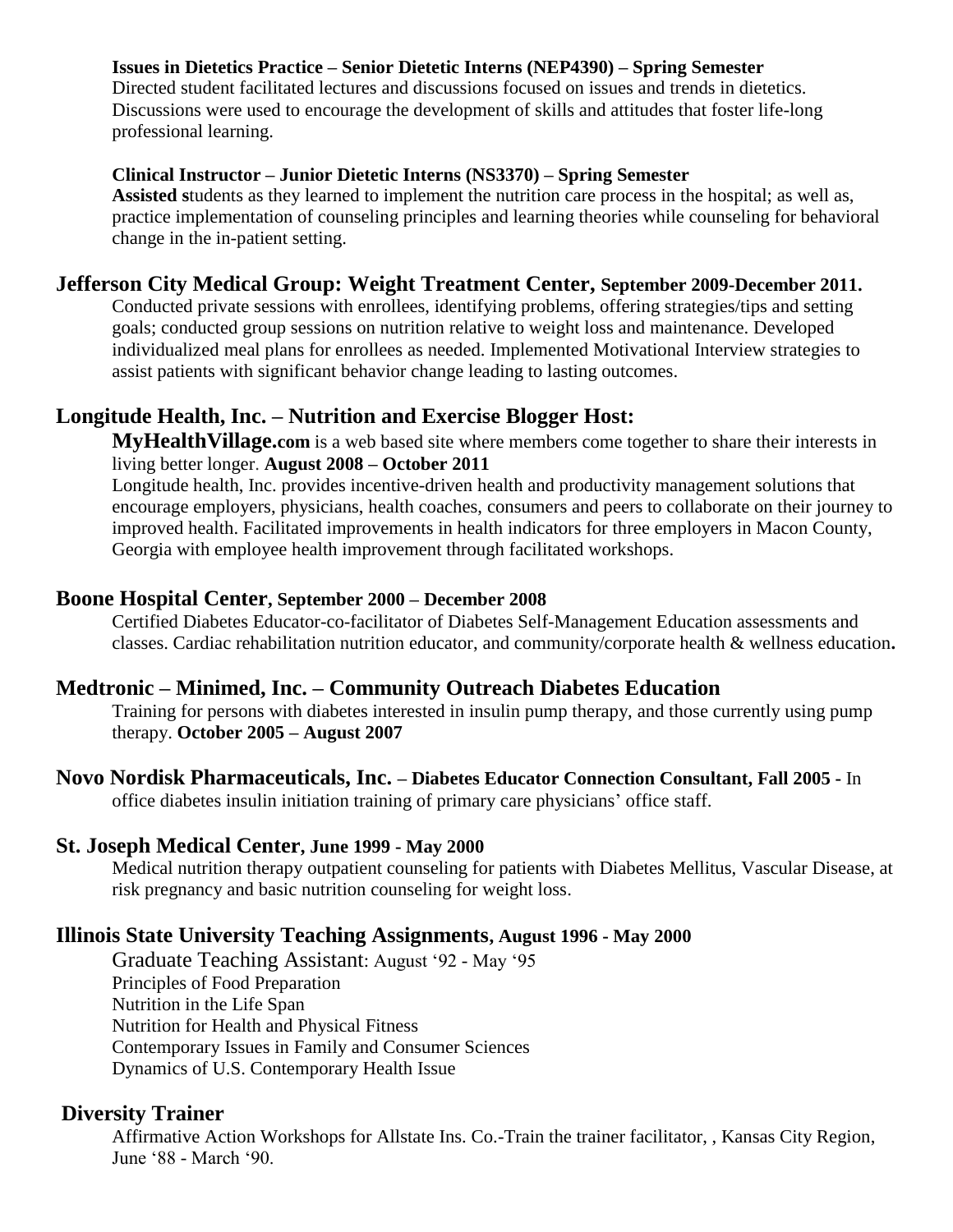**Issues in Dietetics Practice – Senior Dietetic Interns (NEP4390) – Spring Semester**

Directed student facilitated lectures and discussions focused on issues and trends in dietetics. Discussions were used to encourage the development of skills and attitudes that foster life-long professional learning.

**Clinical Instructor – Junior Dietetic Interns (NS3370) – Spring Semester**

**Assisted s**tudents as they learned to implement the nutrition care process in the hospital; as well as, practice implementation of counseling principles and learning theories while counseling for behavioral change in the in-patient setting.

## Jefferson City Medical Group: Weight Treatment Center, September 2009-December 2011.

Conducted private sessions with enrollees, identifying problems, offering strategies/tips and setting goals; conducted group sessions on nutrition relative to weight loss and maintenance. Developed individualized meal plans for enrollees as needed. Implemented Motivational Interview strategies to assist patients with significant behavior change leading to lasting outcomes.

## Longitude Health, Inc. – Nutrition and Exercise Blogger Host:

**MyHealthVillage.com** is a web based site where members come together to share their interests in living better longer. **August 2008 – October 2011**

Longitude health, Inc. provides incentive-driven health and productivity management solutions that encourage employers, physicians, health coaches, consumers and peers to collaborate on their journey to improved health. Facilitated improvements in health indicators for three employers in Macon County, Georgia with employee health improvement through facilitated workshops.

## Boone Hospital Center, September 2000 – December 2008

Certified Diabetes Educator-co-facilitator of Diabetes Self-Management Education assessments and classes. Cardiac rehabilitation nutrition educator, and community/corporate health & wellness education**.**

## Medtronic – Minimed, Inc. – Community Outreach Diabetes Education

Training for persons with diabetes interested in insulin pump therapy, and those currently using pump therapy. **October 2005 – August 2007**

## Novo Nordisk Pharmaceuticals, Inc. – Diabetes Educator Connection Consultant, Fall 2005 -

In office diabetes insulin initiation training of primary care physicians' office staff.

## St. Joseph Medical Center, June 1999 - May 2000

Medical nutrition therapy outpatient counseling for patients with Diabetes Mellitus, Vascular Disease, at risk pregnancy and basic nutrition counseling for weight loss.

## Illinois State University Teaching Assignments, August 1996 - May 2000

Graduate Teaching Assistant: August '92 - May '95

Principles of Food Preparation

Nutrition in the Life Span

Nutrition for Health and Physical Fitness

Contemporary Issues in Family and Consumer Sciences

Dynamics of U.S. Contemporary Health Issue

## Diversity Trainer

Affirmative Action Workshops for Allstate Ins. Co.-Train the trainer facilitator, , Kansas City Region, June '88 - March '90.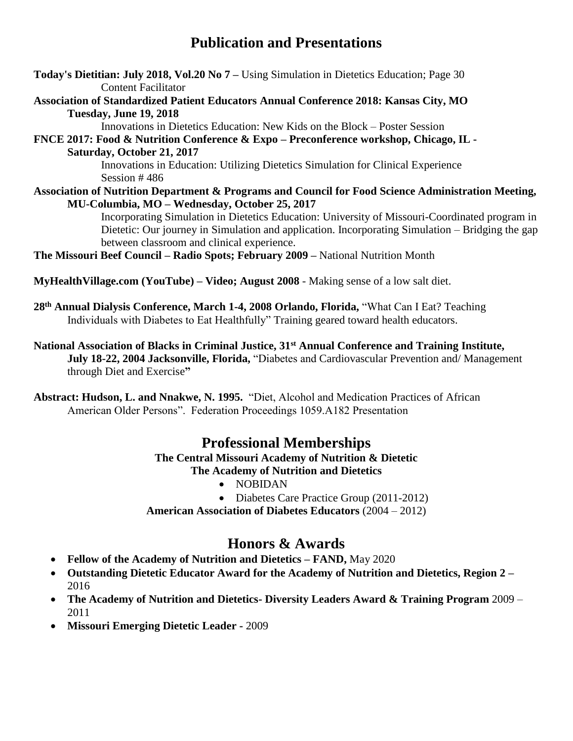## Publication and Presentations

**Today's Dietitian: July 2018, Vol.20 No 7 –** Using Simulation in Dietetics Education; Page 30
Content Facilitator

**Association of Standardized Patient Educators Annual Conference 2018: Kansas City, MO Tuesday, June 19, 2018**
Innovations in Dietetics Education: New Kids on the Block – Poster Session

**FNCE 2017: Food & Nutrition Conference & Expo – Preconference workshop, Chicago, IL - Saturday, October 21, 2017**
Innovations in Education: Utilizing Dietetics Simulation for Clinical Experience
Session # 486

**Association of Nutrition Department & Programs and Council for Food Science Administration Meeting, MU-Columbia, MO – Wednesday, October 25, 2017**
Incorporating Simulation in Dietetics Education: University of Missouri-Coordinated program in Dietetic: Our journey in Simulation and application. Incorporating Simulation – Bridging the gap between classroom and clinical experience.

**The Missouri Beef Council – Radio Spots; February 2009 –** National Nutrition Month

**MyHealthVillage.com (YouTube) – Video; August 2008** - Making sense of a low salt diet.

**28th Annual Dialysis Conference, March 1-4, 2008 Orlando, Florida,** "What Can I Eat? Teaching Individuals with Diabetes to Eat Healthfully" Training geared toward health educators.

**National Association of Blacks in Criminal Justice, 31st Annual Conference and Training Institute, July 18-22, 2004 Jacksonville, Florida,** "Diabetes and Cardiovascular Prevention and/ Management through Diet and Exercise"

**Abstract: Hudson, L. and Nnakwe, N. 1995.** "Diet, Alcohol and Medication Practices of African American Older Persons". Federation Proceedings 1059.A182 Presentation

## Professional Memberships

**The Central Missouri Academy of Nutrition & Dietetic**

**The Academy of Nutrition and Dietetics**

- NOBIDAN
- Diabetes Care Practice Group (2011-2012)

**American Association of Diabetes Educators** (2004 – 2012)

## Honors & Awards

- **Fellow of the Academy of Nutrition and Dietetics – FAND,** May 2020
- **Outstanding Dietetic Educator Award for the Academy of Nutrition and Dietetics, Region 2 –** 2016
- **The Academy of Nutrition and Dietetics- Diversity Leaders Award & Training Program** 2009 – 2011
- **Missouri Emerging Dietetic Leader -** 2009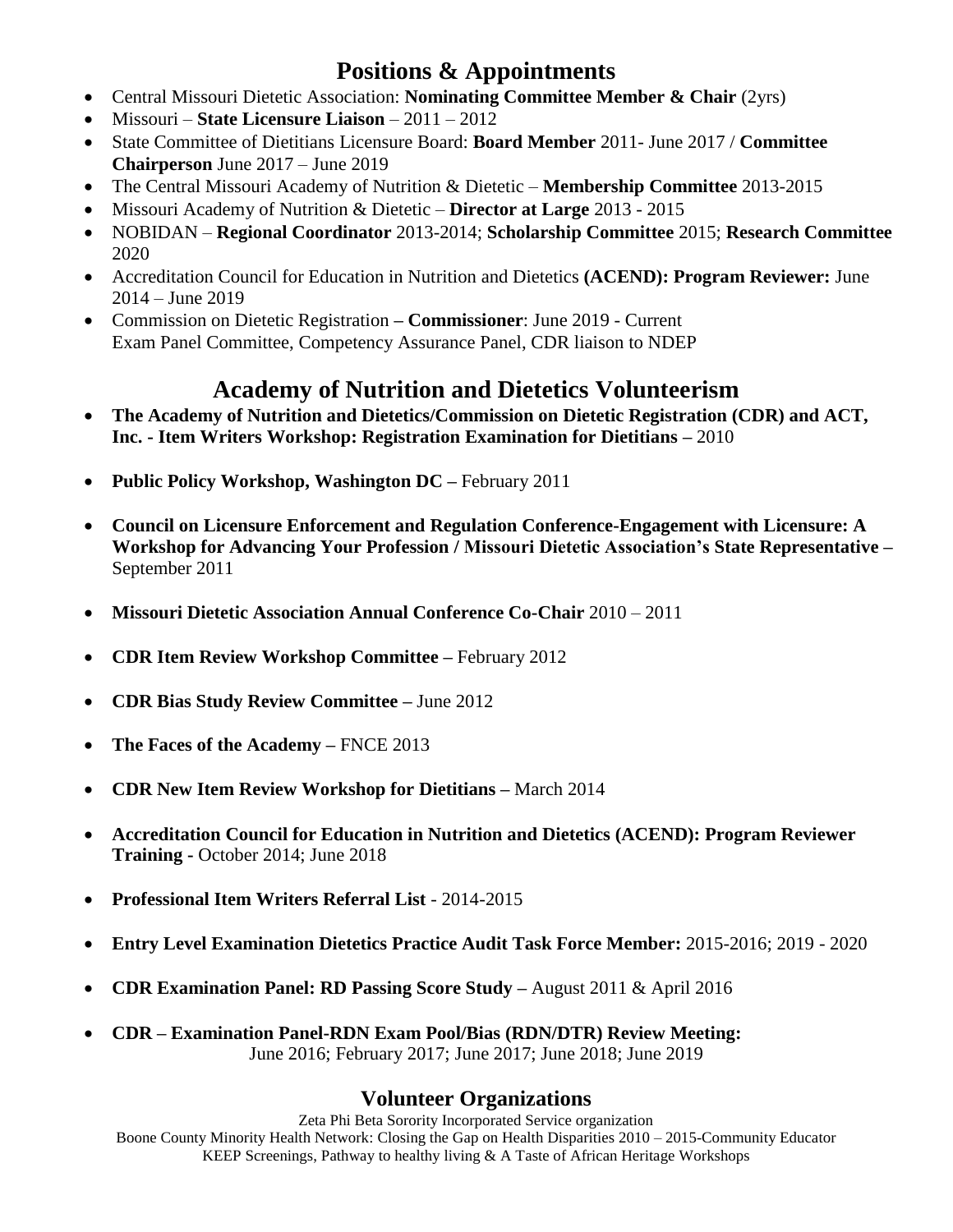## Positions & Appointments

- Central Missouri Dietetic Association: **Nominating Committee Member & Chair** (2yrs)
- Missouri – **State Licensure Liaison** – 2011 – 2012
- State Committee of Dietitians Licensure Board: **Board Member** 2011- June 2017 / **Committee Chairperson** June 2017 – June 2019
- The Central Missouri Academy of Nutrition & Dietetic – **Membership Committee** 2013-2015
- Missouri Academy of Nutrition & Dietetic – **Director at Large** 2013 - 2015
- NOBIDAN – **Regional Coordinator** 2013-2014; **Scholarship Committee** 2015; **Research Committee** 2020
- Accreditation Council for Education in Nutrition and Dietetics **(ACEND): Program Reviewer:** June 2014 – June 2019
- Commission on Dietetic Registration **– Commissioner**: June 2019 - Current
  Exam Panel Committee, Competency Assurance Panel, CDR liaison to NDEP

## Academy of Nutrition and Dietetics Volunteerism

- **The Academy of Nutrition and Dietetics/Commission on Dietetic Registration (CDR) and ACT, Inc. - Item Writers Workshop: Registration Examination for Dietitians –** 2010
- **Public Policy Workshop, Washington DC –** February 2011
- **Council on Licensure Enforcement and Regulation Conference-Engagement with Licensure: A Workshop for Advancing Your Profession / Missouri Dietetic Association's State Representative –** September 2011
- **Missouri Dietetic Association Annual Conference Co-Chair** 2010 – 2011
- **CDR Item Review Workshop Committee –** February 2012
- **CDR Bias Study Review Committee –** June 2012
- **The Faces of the Academy –** FNCE 2013
- **CDR New Item Review Workshop for Dietitians –** March 2014
- **Accreditation Council for Education in Nutrition and Dietetics (ACEND): Program Reviewer Training -** October 2014; June 2018
- **Professional Item Writers Referral List** - 2014-2015
- **Entry Level Examination Dietetics Practice Audit Task Force Member:** 2015-2016; 2019 - 2020
- **CDR Examination Panel: RD Passing Score Study –** August 2011 & April 2016
- **CDR – Examination Panel-RDN Exam Pool/Bias (RDN/DTR) Review Meeting:**
  June 2016; February 2017; June 2017; June 2018; June 2019

### Volunteer Organizations

Zeta Phi Beta Sorority Incorporated Service organization

Boone County Minority Health Network: Closing the Gap on Health Disparities 2010 – 2015-Community Educator

KEEP Screenings, Pathway to healthy living & A Taste of African Heritage Workshops